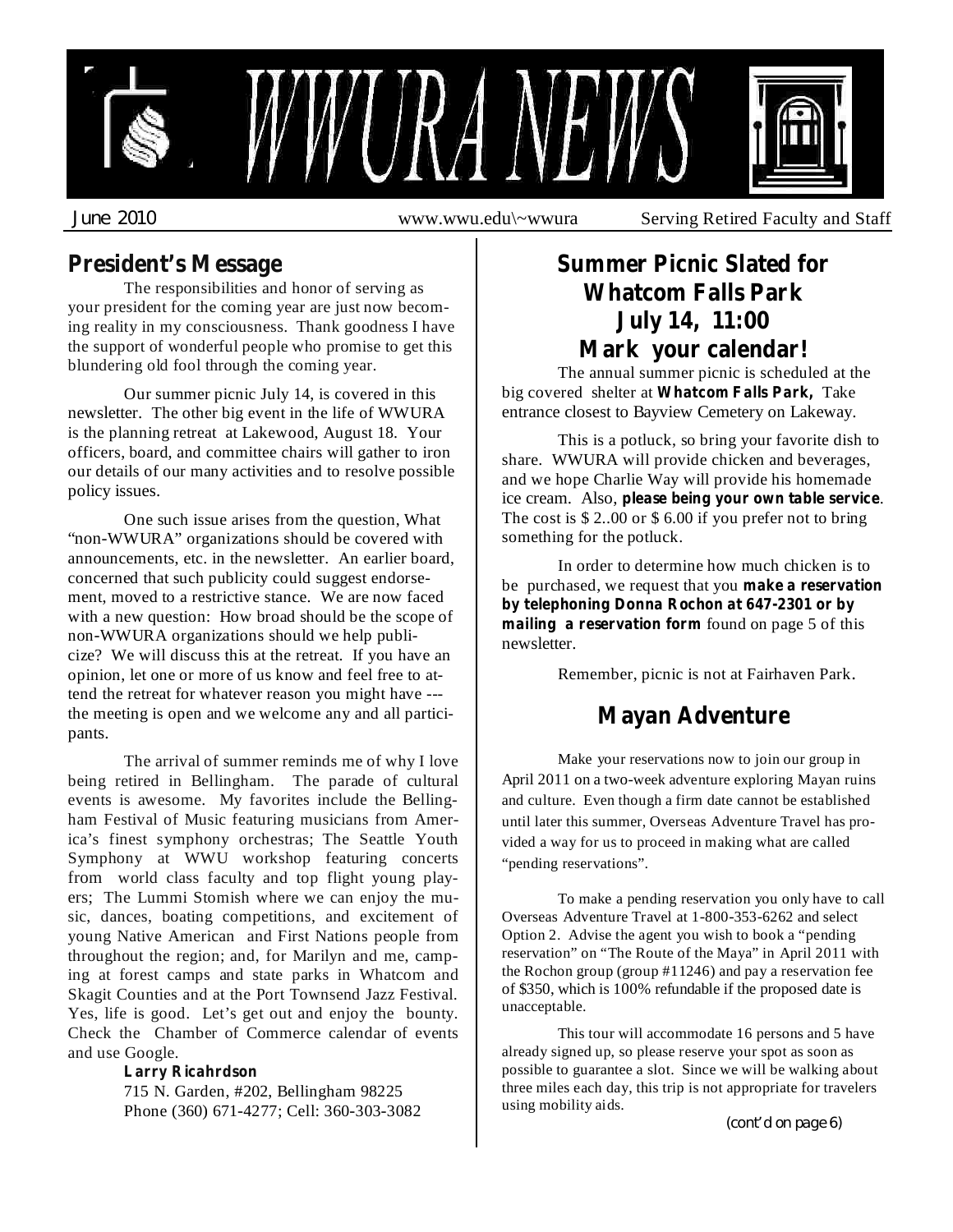# WWURA NEWS

June 2010 www.wwu.edu\~wwura Serving Retired Faculty and Staff

## President's Message

The responsibilities and honor of serving as your president for the coming year are just now becoming reality in my consciousness. Thank goodness I have the support of wonderful people who promise to get this blundering old fool through the coming year.

Our summer picnic July 14, is covered in this newsletter. The other big event in the life of WWURA is the planning retreat at Lakewood, August 18. Your officers, board, and committee chairs will gather to iron our details of our many activities and to resolve possible policy issues.

One such issue arises from the question, What "non-WWURA" organizations should be covered with announcements, etc. in the newsletter. An earlier board, concerned that such publicity could suggest endorsement, moved to a restrictive stance. We are now faced with a new question: How broad should be the scope of non-WWURA organizations should we help publicize? We will discuss this at the retreat. If you have an opinion, let one or more of us know and feel free to attend the retreat for whatever reason you might have --- the meeting is open and we welcome any and all participants.

The arrival of summer reminds me of why I love being retired in Bellingham. The parade of cultural events is awesome. My favorites include the Bellingham Festival of Music featuring musicians from America's finest symphony orchestras; The Seattle Youth Symphony at WWU workshop featuring concerts from world class faculty and top flight young players; The Lummi Stomish where we can enjoy the music, dances, boating competitions, and excitement of young Native American and First Nations people from throughout the region; and, for Marilyn and me, camping at forest camps and state parks in Whatcom and Skagit Counties and at the Port Townsend Jazz Festival. Yes, life is good. Let's get out and enjoy the bounty. Check the Chamber of Commerce calendar of events and use Google.

**Larry Ricahrdson**
715 N. Garden, #202, Bellingham 98225
Phone (360) 671-4277; Cell: 360-303-3082

## Summer Picnic Slated for Whatcom Falls Park July 14, 11:00 Mark your calendar!

The annual summer picnic is scheduled at the big covered shelter at **Whatcom Falls Park,** Take entrance closest to Bayview Cemetery on Lakeway.

This is a potluck, so bring your favorite dish to share. WWURA will provide chicken and beverages, and we hope Charlie Way will provide his homemade ice cream. Also, **please being your own table service**. The cost is $ 2..00 or $ 6.00 if you prefer not to bring something for the potluck.

In order to determine how much chicken is to be purchased, we request that you **make a reservation by telephoning Donna Rochon at 647-2301 or by mailing a reservation form** found on page 5 of this newsletter.

Remember, picnic is not at Fairhaven Park.

## Mayan Adventure

Make your reservations now to join our group in April 2011 on a two-week adventure exploring Mayan ruins and culture. Even though a firm date cannot be established until later this summer, Overseas Adventure Travel has provided a way for us to proceed in making what are called "pending reservations".

To make a pending reservation you only have to call Overseas Adventure Travel at 1-800-353-6262 and select Option 2. Advise the agent you wish to book a "pending reservation" on "The Route of the Maya" in April 2011 with the Rochon group (group #11246) and pay a reservation fee of $350, which is 100% refundable if the proposed date is unacceptable.

This tour will accommodate 16 persons and 5 have already signed up, so please reserve your spot as soon as possible to guarantee a slot. Since we will be walking about three miles each day, this trip is not appropriate for travelers using mobility aids.

(cont'd on page 6)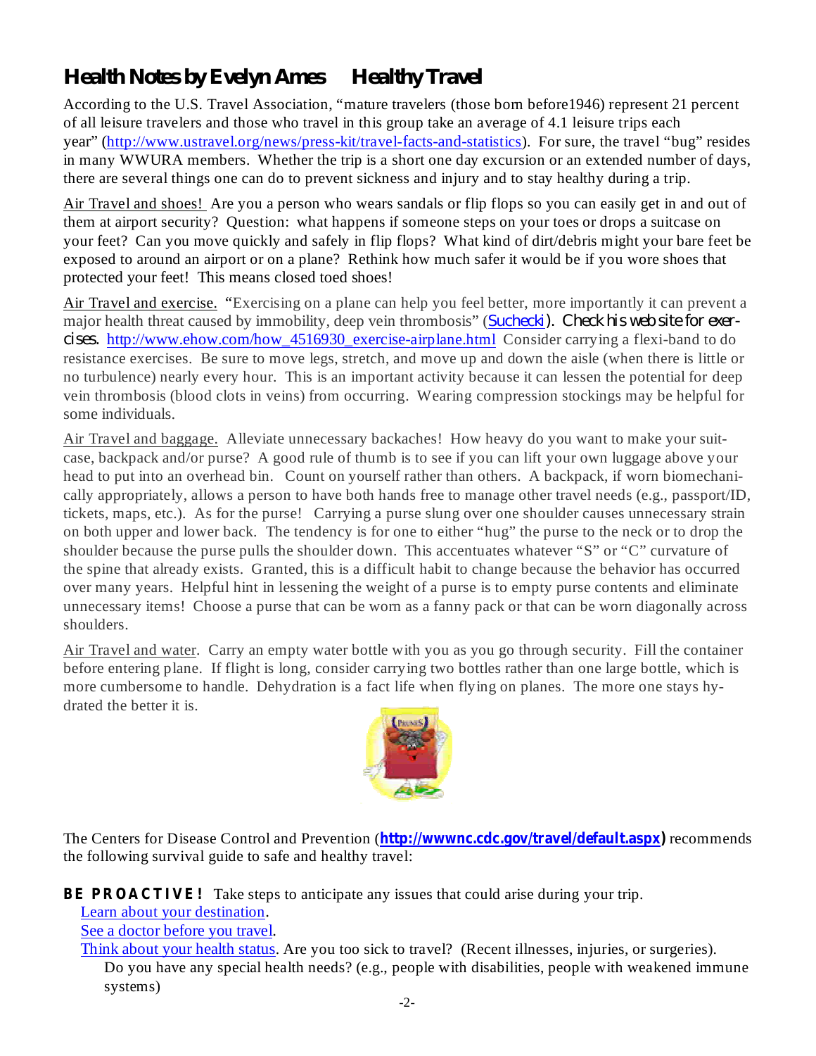# Health Notes by Evelyn Ames     Healthy Travel

According to the U.S. Travel Association, "mature travelers (those born before1946) represent 21 percent of all leisure travelers and those who travel in this group take an average of 4.1 leisure trips each year" (http://www.ustravel.org/news/press-kit/travel-facts-and-statistics). For sure, the travel "bug" resides in many WWURA members. Whether the trip is a short one day excursion or an extended number of days, there are several things one can do to prevent sickness and injury and to stay healthy during a trip.

Air Travel and shoes! Are you a person who wears sandals or flip flops so you can easily get in and out of them at airport security? Question: what happens if someone steps on your toes or drops a suitcase on your feet? Can you move quickly and safely in flip flops? What kind of dirt/debris might your bare feet be exposed to around an airport or on a plane? Rethink how much safer it would be if you wore shoes that protected your feet! This means closed toed shoes!

Air Travel and exercise. "Exercising on a plane can help you feel better, more importantly it can prevent a major health threat caused by immobility, deep vein thrombosis" (Suchecki). Check his web site for exercises. http://www.ehow.com/how_4516930_exercise-airplane.html Consider carrying a flexi-band to do resistance exercises. Be sure to move legs, stretch, and move up and down the aisle (when there is little or no turbulence) nearly every hour. This is an important activity because it can lessen the potential for deep vein thrombosis (blood clots in veins) from occurring. Wearing compression stockings may be helpful for some individuals.

Air Travel and baggage. Alleviate unnecessary backaches! How heavy do you want to make your suitcase, backpack and/or purse? A good rule of thumb is to see if you can lift your own luggage above your head to put into an overhead bin. Count on yourself rather than others. A backpack, if worn biomechanically appropriately, allows a person to have both hands free to manage other travel needs (e.g., passport/ID, tickets, maps, etc.). As for the purse! Carrying a purse slung over one shoulder causes unnecessary strain on both upper and lower back. The tendency is for one to either "hug" the purse to the neck or to drop the shoulder because the purse pulls the shoulder down. This accentuates whatever "S" or "C" curvature of the spine that already exists. Granted, this is a difficult habit to change because the behavior has occurred over many years. Helpful hint in lessening the weight of a purse is to empty purse contents and eliminate unnecessary items! Choose a purse that can be worn as a fanny pack or that can be worn diagonally across shoulders.

Air Travel and water. Carry an empty water bottle with you as you go through security. Fill the container before entering plane. If flight is long, consider carrying two bottles rather than one large bottle, which is more cumbersome to handle. Dehydration is a fact life when flying on planes. The more one stays hydrated the better it is.

The Centers for Disease Control and Prevention (**http://wwwnc.cdc.gov/travel/default.aspx**) recommends the following survival guide to safe and healthy travel:

**BE PROACTIVE!** Take steps to anticipate any issues that could arise during your trip.

- Learn about your destination.
- See a doctor before you travel.
- Think about your health status. Are you too sick to travel? (Recent illnesses, injuries, or surgeries). Do you have any special health needs? (e.g., people with disabilities, people with weakened immune systems)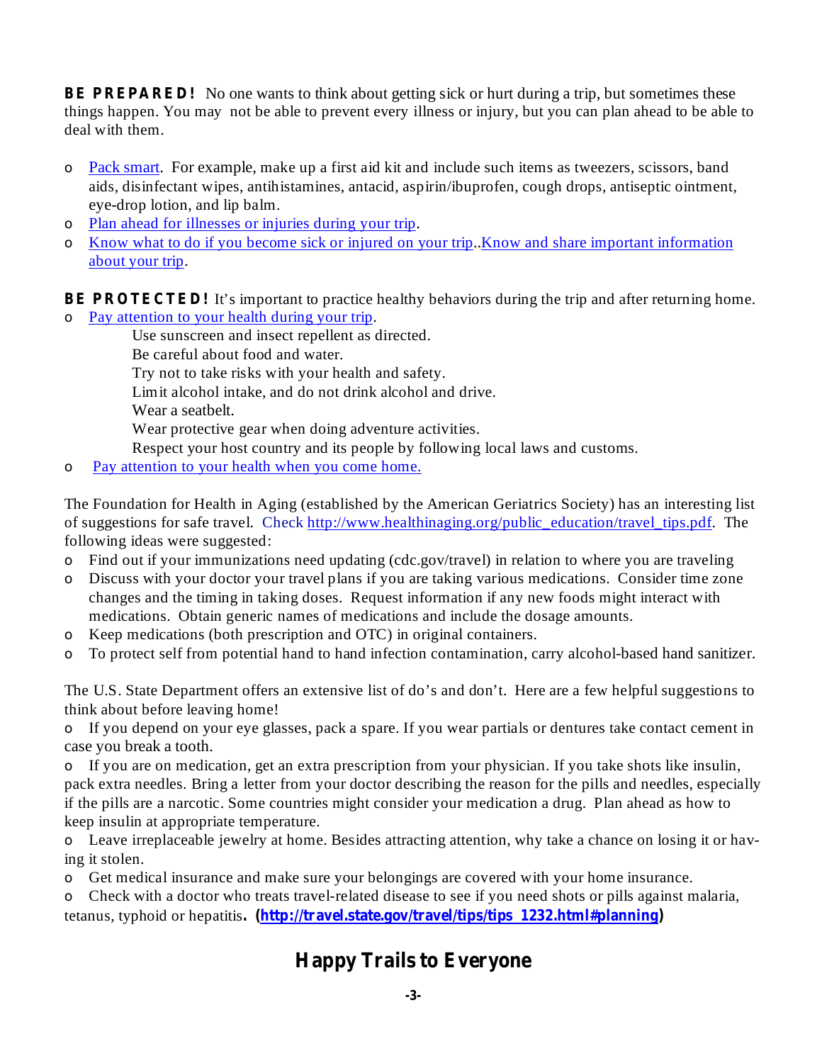**BE PREPARED!** No one wants to think about getting sick or hurt during a trip, but sometimes these things happen. You may not be able to prevent every illness or injury, but you can plan ahead to be able to deal with them.

- Pack smart. For example, make up a first aid kit and include such items as tweezers, scissors, band aids, disinfectant wipes, antihistamines, antacid, aspirin/ibuprofen, cough drops, antiseptic ointment, eye-drop lotion, and lip balm.
- Plan ahead for illnesses or injuries during your trip.
- Know what to do if you become sick or injured on your trip..Know and share important information about your trip.

**BE PROTECTED!** It's important to practice healthy behaviors during the trip and after returning home.

- Pay attention to your health during your trip.
  - Use sunscreen and insect repellent as directed.
  - Be careful about food and water.
  - Try not to take risks with your health and safety.
  - Limit alcohol intake, and do not drink alcohol and drive.
  - Wear a seatbelt.
  - Wear protective gear when doing adventure activities.
  - Respect your host country and its people by following local laws and customs.
- Pay attention to your health when you come home.

The Foundation for Health in Aging (established by the American Geriatrics Society) has an interesting list of suggestions for safe travel. Check http://www.healthinaging.org/public_education/travel_tips.pdf. The following ideas were suggested:

- Find out if your immunizations need updating (cdc.gov/travel) in relation to where you are traveling
- Discuss with your doctor your travel plans if you are taking various medications. Consider time zone changes and the timing in taking doses. Request information if any new foods might interact with medications. Obtain generic names of medications and include the dosage amounts.
- Keep medications (both prescription and OTC) in original containers.
- To protect self from potential hand to hand infection contamination, carry alcohol-based hand sanitizer.

The U.S. State Department offers an extensive list of do's and don't. Here are a few helpful suggestions to think about before leaving home!

- If you depend on your eye glasses, pack a spare. If you wear partials or dentures take contact cement in case you break a tooth.
- If you are on medication, get an extra prescription from your physician. If you take shots like insulin, pack extra needles. Bring a letter from your doctor describing the reason for the pills and needles, especially if the pills are a narcotic. Some countries might consider your medication a drug. Plan ahead as how to keep insulin at appropriate temperature.
- Leave irreplaceable jewelry at home. Besides attracting attention, why take a chance on losing it or having it stolen.
- Get medical insurance and make sure your belongings are covered with your home insurance.
- Check with a doctor who treats travel-related disease to see if you need shots or pills against malaria, tetanus, typhoid or hepatitis**. (http://travel.state.gov/travel/tips/tips_1232.html#planning)**

## Happy Trails to Everyone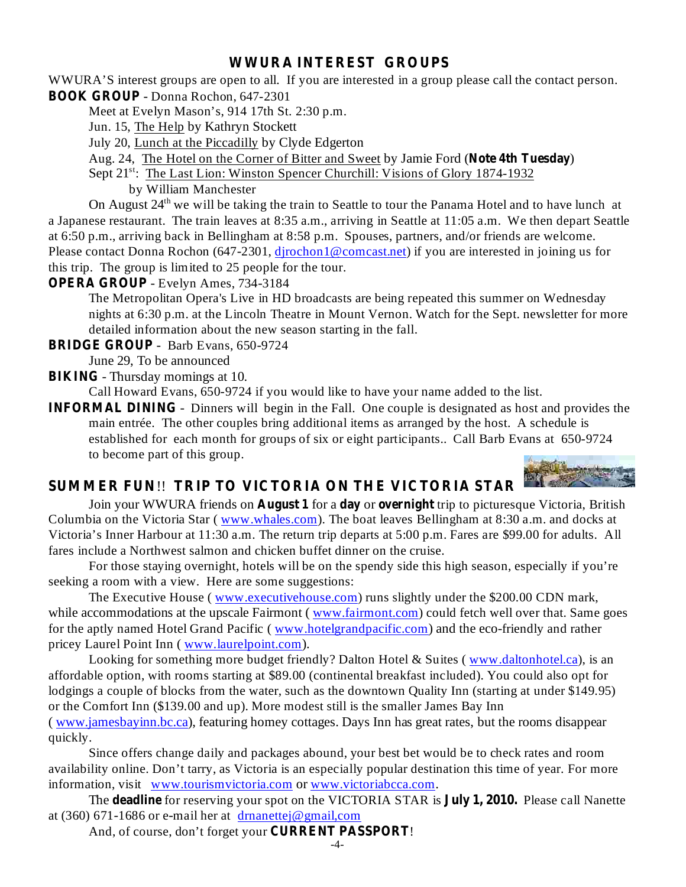## WWURA INTEREST GROUPS

WWURA'S interest groups are open to all. If you are interested in a group please call the contact person.

**BOOK GROUP** - Donna Rochon, 647-2301

Meet at Evelyn Mason's, 914 17th St. 2:30 p.m.

Jun. 15, The Help by Kathryn Stockett

July 20, Lunch at the Piccadilly by Clyde Edgerton

Aug. 24, The Hotel on the Corner of Bitter and Sweet by Jamie Ford (**Note 4th Tuesday**)

Sept 21st: The Last Lion: Winston Spencer Churchill: Visions of Glory 1874-1932 by William Manchester

On August 24th we will be taking the train to Seattle to tour the Panama Hotel and to have lunch at a Japanese restaurant. The train leaves at 8:35 a.m., arriving in Seattle at 11:05 a.m. We then depart Seattle at 6:50 p.m., arriving back in Bellingham at 8:58 p.m. Spouses, partners, and/or friends are welcome. Please contact Donna Rochon (647-2301, djrochon1@comcast.net) if you are interested in joining us for this trip. The group is limited to 25 people for the tour.

**OPERA GROUP** - Evelyn Ames, 734-3184

The Metropolitan Opera's Live in HD broadcasts are being repeated this summer on Wednesday nights at 6:30 p.m. at the Lincoln Theatre in Mount Vernon. Watch for the Sept. newsletter for more detailed information about the new season starting in the fall.

**BRIDGE GROUP** - Barb Evans, 650-9724

June 29, To be announced

**BIKING** - Thursday mornings at 10.

Call Howard Evans, 650-9724 if you would like to have your name added to the list.

**INFORMAL DINING** - Dinners will begin in the Fall. One couple is designated as host and provides the main entrée. The other couples bring additional items as arranged by the host. A schedule is established for each month for groups of six or eight participants.. Call Barb Evans at 650-9724 to become part of this group.

## SUMMER FUN!! TRIP TO VICTORIA ON THE VICTORIA STAR

Join your WWURA friends on **August 1** for a **day** or **overnight** trip to picturesque Victoria, British Columbia on the Victoria Star ( www.whales.com). The boat leaves Bellingham at 8:30 a.m. and docks at Victoria's Inner Harbour at 11:30 a.m. The return trip departs at 5:00 p.m. Fares are $99.00 for adults. All fares include a Northwest salmon and chicken buffet dinner on the cruise.

For those staying overnight, hotels will be on the spendy side this high season, especially if you're seeking a room with a view. Here are some suggestions:

The Executive House ( www.executivehouse.com) runs slightly under the $200.00 CDN mark, while accommodations at the upscale Fairmont ( www.fairmont.com) could fetch well over that. Same goes for the aptly named Hotel Grand Pacific ( www.hotelgrandpacific.com) and the eco-friendly and rather pricey Laurel Point Inn ( www.laurelpoint.com).

Looking for something more budget friendly? Dalton Hotel & Suites ( www.daltonhotel.ca), is an affordable option, with rooms starting at $89.00 (continental breakfast included). You could also opt for lodgings a couple of blocks from the water, such as the downtown Quality Inn (starting at under $149.95) or the Comfort Inn ($139.00 and up). More modest still is the smaller James Bay Inn ( www.jamesbayinn.bc.ca), featuring homey cottages. Days Inn has great rates, but the rooms disappear quickly.

Since offers change daily and packages abound, your best bet would be to check rates and room availability online. Don't tarry, as Victoria is an especially popular destination this time of year. For more information, visit www.tourismvictoria.com or www.victoriabcca.com.

The **deadline** for reserving your spot on the VICTORIA STAR is **July 1, 2010.** Please call Nanette at (360) 671-1686 or e-mail her at drnanettej@gmail,com

And, of course, don't forget your **CURRENT PASSPORT**!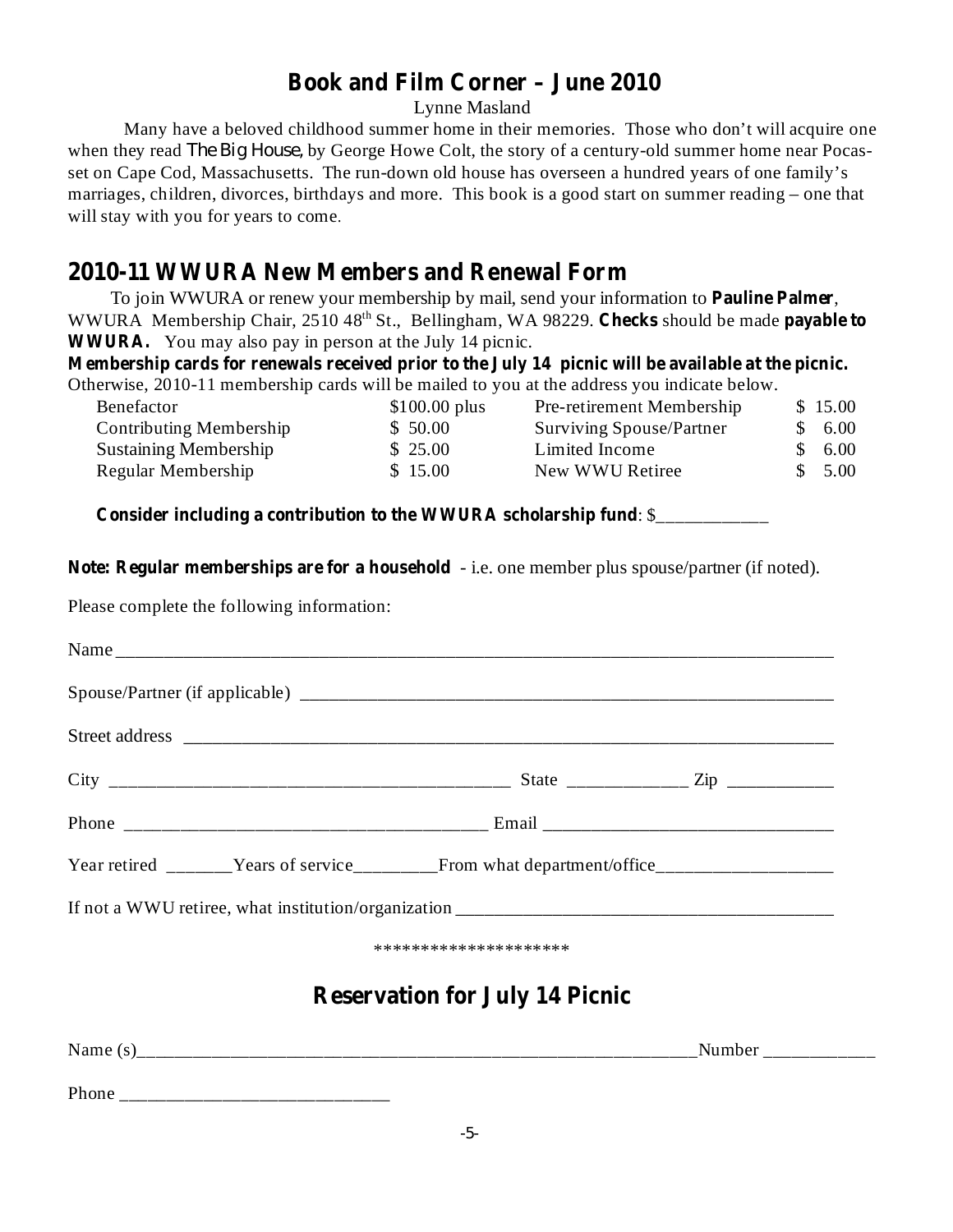## Book and Film Corner – June 2010

Lynne Masland

Many have a beloved childhood summer home in their memories. Those who don't will acquire one when they read *The Big House*, by George Howe Colt, the story of a century-old summer home near Pocasset on Cape Cod, Massachusetts. The run-down old house has overseen a hundred years of one family's marriages, children, divorces, birthdays and more. This book is a good start on summer reading – one that will stay with you for years to come.

## 2010-11 WWURA New Members and Renewal Form

To join WWURA or renew your membership by mail, send your information to **Pauline Palmer**, WWURA Membership Chair, 2510 48th St., Bellingham, WA 98229. **Checks** should be made **payable to WWURA.** You may also pay in person at the July 14 picnic.

**Membership cards for renewals received prior to the July 14 picnic will be available at the picnic.** Otherwise, 2010-11 membership cards will be mailed to you at the address you indicate below.

| | | | |
|---|---|---|---|
| Benefactor | $100.00 plus | Pre-retirement Membership | $ 15.00 |
| Contributing Membership | $ 50.00 | Surviving Spouse/Partner | $ 6.00 |
| Sustaining Membership | $ 25.00 | Limited Income | $ 6.00 |
| Regular Membership | $ 15.00 | New WWU Retiree | $ 5.00 |

**Consider including a contribution to the WWURA scholarship fund**: $____________

**Note: Regular memberships are for a household** - i.e. one member plus spouse/partner (if noted).

Please complete the following information:

Name ________________________________________________________________________________

Spouse/Partner (if applicable) ____________________________________________________________

Street address _________________________________________________________________________

City __________________________________________ State _____________ Zip ___________

Phone ______________________________________ Email _______________________________

Year retired _______Years of service_________From what department/office___________________

If not a WWU retiree, what institution/organization ________________________________________

********************

## Reservation for July 14 Picnic

Name (s)_______________________________________________________________Number ____________

Phone _____________________________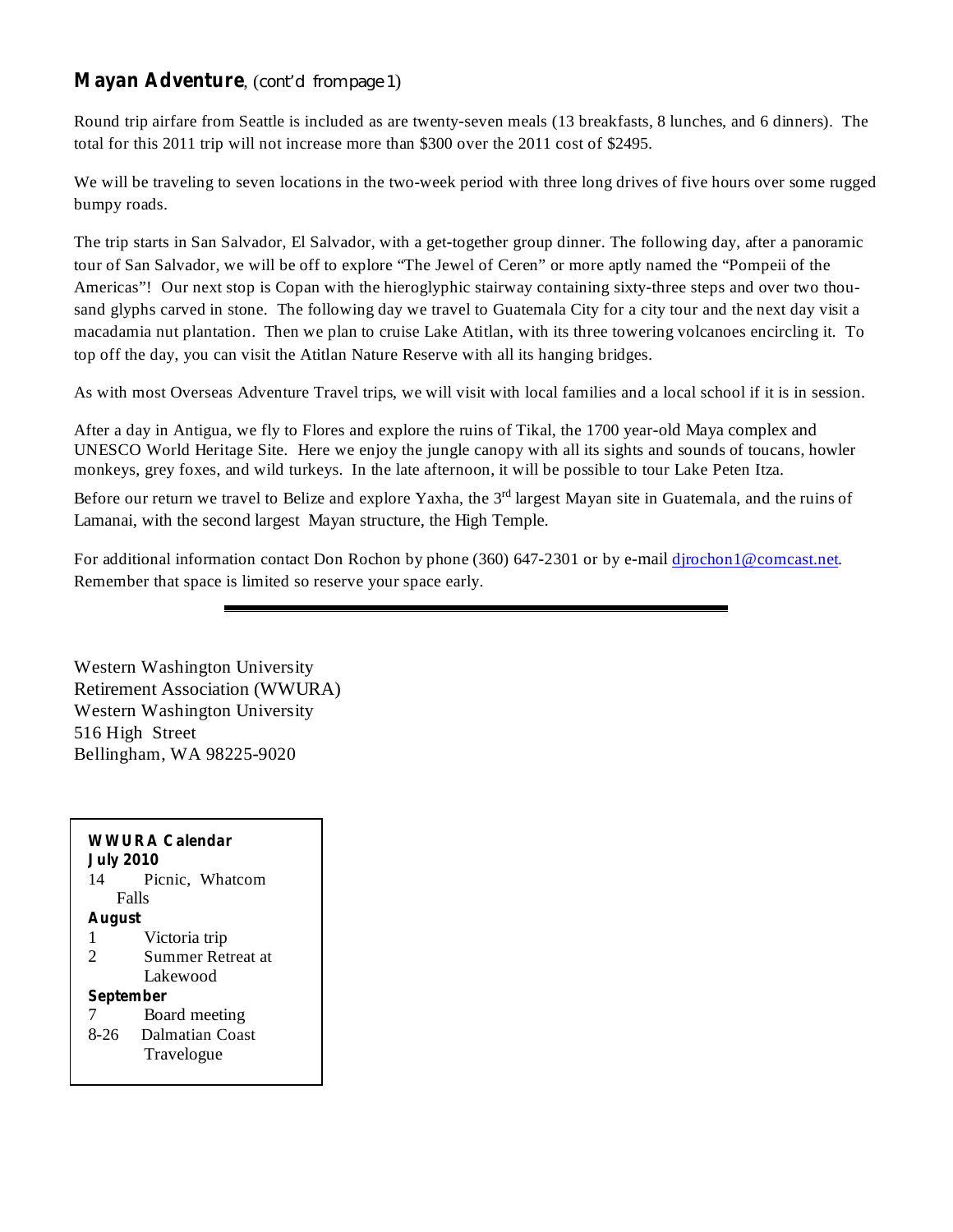## **Mayan Adventure**, (cont'd from page 1)

Round trip airfare from Seattle is included as are twenty-seven meals (13 breakfasts, 8 lunches, and 6 dinners). The total for this 2011 trip will not increase more than $300 over the 2011 cost of $2495.

We will be traveling to seven locations in the two-week period with three long drives of five hours over some rugged bumpy roads.

The trip starts in San Salvador, El Salvador, with a get-together group dinner. The following day, after a panoramic tour of San Salvador, we will be off to explore "The Jewel of Ceren" or more aptly named the "Pompeii of the Americas"! Our next stop is Copan with the hieroglyphic stairway containing sixty-three steps and over two thousand glyphs carved in stone. The following day we travel to Guatemala City for a city tour and the next day visit a macadamia nut plantation. Then we plan to cruise Lake Atitlan, with its three towering volcanoes encircling it. To top off the day, you can visit the Atitlan Nature Reserve with all its hanging bridges.

As with most Overseas Adventure Travel trips, we will visit with local families and a local school if it is in session.

After a day in Antigua, we fly to Flores and explore the ruins of Tikal, the 1700 year-old Maya complex and UNESCO World Heritage Site. Here we enjoy the jungle canopy with all its sights and sounds of toucans, howler monkeys, grey foxes, and wild turkeys. In the late afternoon, it will be possible to tour Lake Peten Itza.

Before our return we travel to Belize and explore Yaxha, the 3rd largest Mayan site in Guatemala, and the ruins of Lamanai, with the second largest Mayan structure, the High Temple.

For additional information contact Don Rochon by phone (360) 647-2301 or by e-mail djrochon1@comcast.net. Remember that space is limited so reserve your space early.

---

Western Washington University
Retirement Association (WWURA)
Western Washington University
516 High Street
Bellingham, WA 98225-9020

**WWURA Calendar**

**July 2010**

14 Picnic, Whatcom Falls

**August**

1 Victoria trip
2 Summer Retreat at Lakewood

**September**

7 Board meeting
8-26 Dalmatian Coast Travelogue